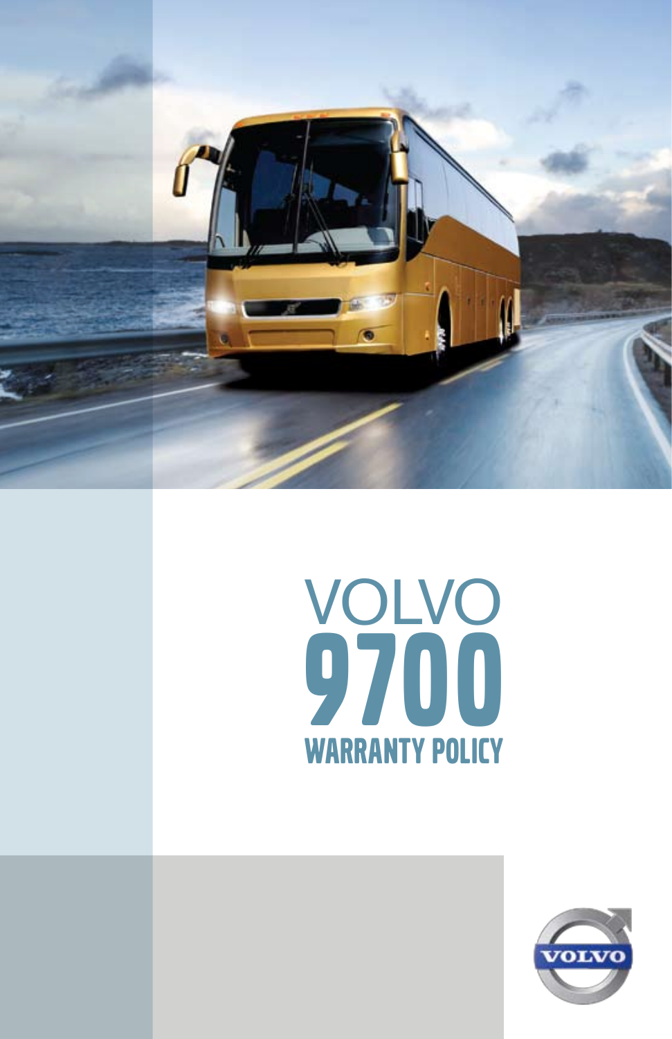# VOLVO 9700 WARRANTY POLICY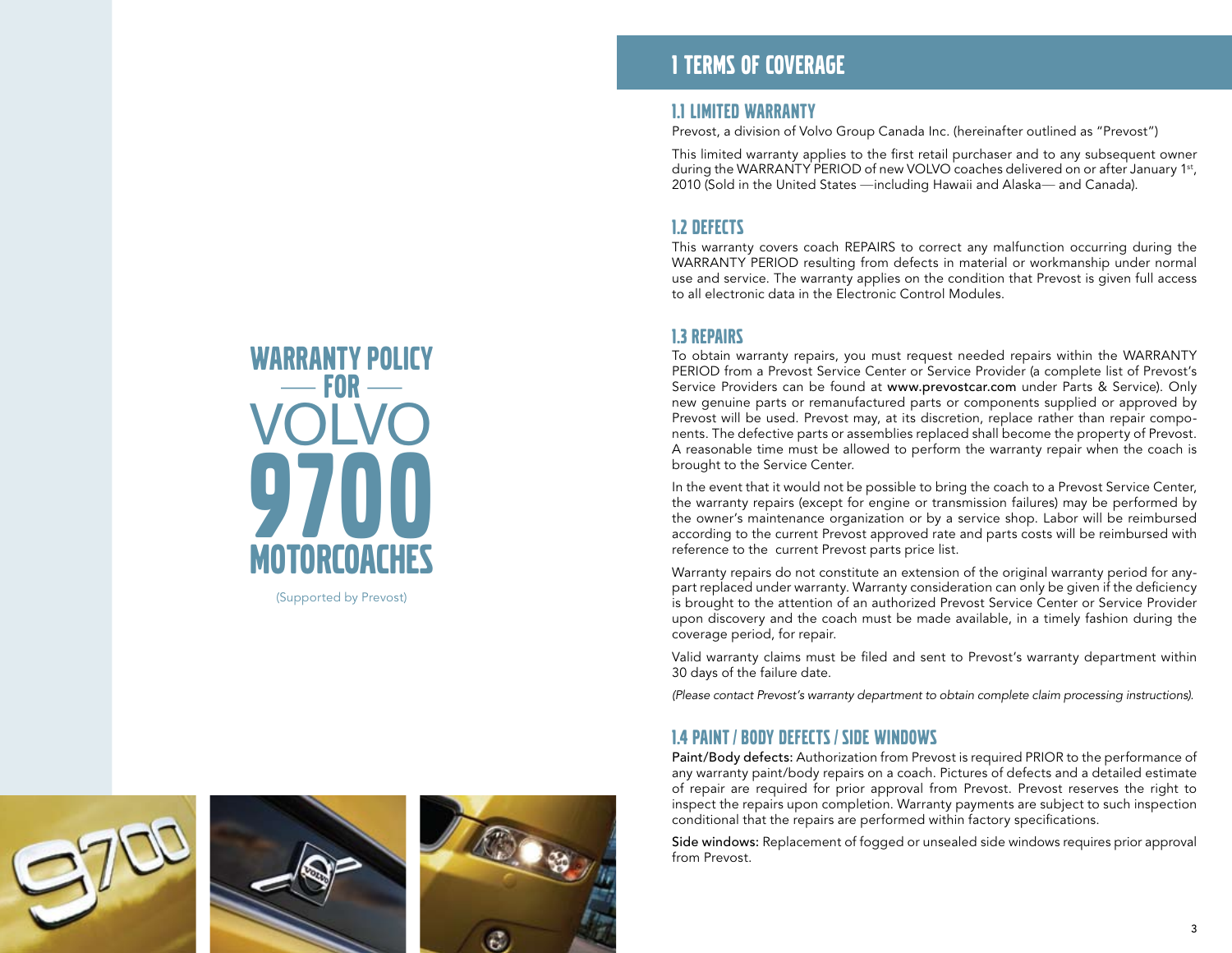# WARRANTY POLICY — FOR — VOLVO 9700 MOTORCOACHES

(Supported by Prevost)

## 1 TERMS OF COVERAGE

### 1.1 LIMITED WARRANTY

Prevost, a division of Volvo Group Canada Inc. (hereinafter outlined as "Prevost")

This limited warranty applies to the first retail purchaser and to any subsequent owner during the WARRANTY PERIOD of new VOLVO coaches delivered on or after January 1st, 2010 (Sold in the United States —including Hawaii and Alaska— and Canada).

### 1.2 DEFECTS

This warranty covers coach REPAIRS to correct any malfunction occurring during the WARRANTY PERIOD resulting from defects in material or workmanship under normal use and service. The warranty applies on the condition that Prevost is given full access to all electronic data in the Electronic Control Modules.

### 1.3 REPAIRS

To obtain warranty repairs, you must request needed repairs within the WARRANTY PERIOD from a Prevost Service Center or Service Provider (a complete list of Prevost's Service Providers can be found at www.prevostcar.com under Parts & Service). Only new genuine parts or remanufactured parts or components supplied or approved by Prevost will be used. Prevost may, at its discretion, replace rather than repair components. The defective parts or assemblies replaced shall become the property of Prevost. A reasonable time must be allowed to perform the warranty repair when the coach is brought to the Service Center.

In the event that it would not be possible to bring the coach to a Prevost Service Center, the warranty repairs (except for engine or transmission failures) may be performed by the owner's maintenance organization or by a service shop. Labor will be reimbursed according to the current Prevost approved rate and parts costs will be reimbursed with reference to the current Prevost parts price list.

Warranty repairs do not constitute an extension of the original warranty period for any part replaced under warranty. Warranty consideration can only be given if the deficiency is brought to the attention of an authorized Prevost Service Center or Service Provider upon discovery and the coach must be made available, in a timely fashion during the coverage period, for repair.

Valid warranty claims must be filed and sent to Prevost's warranty department within 30 days of the failure date.

*(Please contact Prevost's warranty department to obtain complete claim processing instructions).*

### 1.4 PAINT / BODY DEFECTS / SIDE WINDOWS

Paint/Body defects: Authorization from Prevost is required PRIOR to the performance of any warranty paint/body repairs on a coach. Pictures of defects and a detailed estimate of repair are required for prior approval from Prevost. Prevost reserves the right to inspect the repairs upon completion. Warranty payments are subject to such inspection conditional that the repairs are performed within factory specifications.

Side windows: Replacement of fogged or unsealed side windows requires prior approval from Prevost.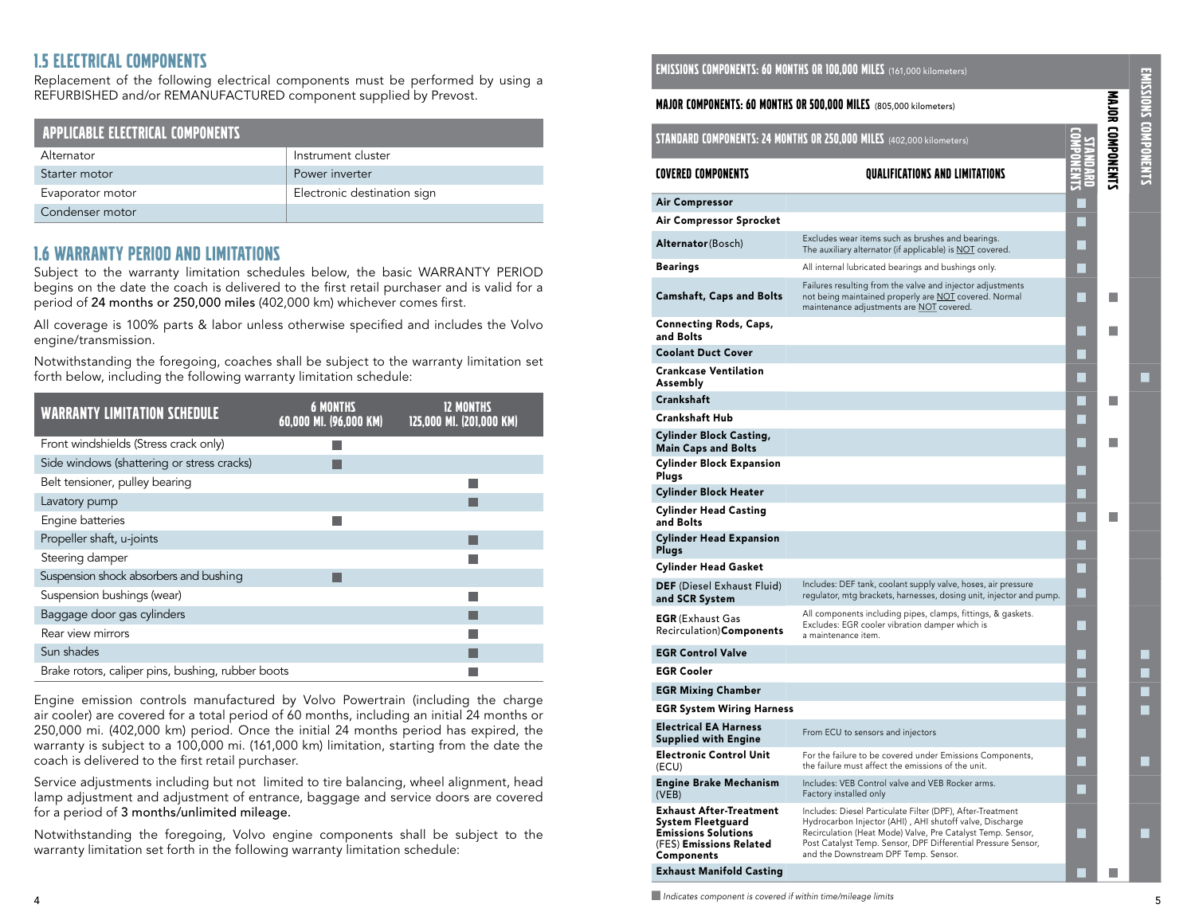## 1.5 ELECTRICAL COMPONENTS

Replacement of the following electrical components must be performed by using a REFURBISHED and/or REMANUFACTURED component supplied by Prevost.

| APPLICABLE ELECTRICAL COMPONENTS | |
|---|---|
| Alternator | Instrument cluster |
| Starter motor | Power inverter |
| Evaporator motor | Electronic destination sign |
| Condenser motor | |

## 1.6 WARRANTY PERIOD AND LIMITATIONS

Subject to the warranty limitation schedules below, the basic WARRANTY PERIOD begins on the date the coach is delivered to the first retail purchaser and is valid for a period of 24 months or 250,000 miles (402,000 km) whichever comes first.

All coverage is 100% parts & labor unless otherwise specified and includes the Volvo engine/transmission.

Notwithstanding the foregoing, coaches shall be subject to the warranty limitation set forth below, including the following warranty limitation schedule:

| WARRANTY LIMITATION SCHEDULE | 6 MONTHS 60,000 MI. (96,000 KM) | 12 MONTHS 125,000 MI. (201,000 KM) |
|---|---|---|
| Front windshields (Stress crack only) | ■ | |
| Side windows (shattering or stress cracks) | ■ | |
| Belt tensioner, pulley bearing | | ■ |
| Lavatory pump | | ■ |
| Engine batteries | ■ | |
| Propeller shaft, u-joints | | ■ |
| Steering damper | | ■ |
| Suspension shock absorbers and bushing | ■ | |
| Suspension bushings (wear) | | ■ |
| Baggage door gas cylinders | | ■ |
| Rear view mirrors | | ■ |
| Sun shades | | ■ |
| Brake rotors, caliper pins, bushing, rubber boots | | ■ |

Engine emission controls manufactured by Volvo Powertrain (including the charge air cooler) are covered for a total period of 60 months, including an initial 24 months or 250,000 mi. (402,000 km) period. Once the initial 24 months period has expired, the warranty is subject to a 100,000 mi. (161,000 km) limitation, starting from the date the coach is delivered to the first retail purchaser.

Service adjustments including but not limited to tire balancing, wheel alignment, head lamp adjustment and adjustment of entrance, baggage and service doors are covered for a period of 3 months/unlimited mileage.

Notwithstanding the foregoing, Volvo engine components shall be subject to the warranty limitation set forth in the following warranty limitation schedule:

**EMISSIONS COMPONENTS: 60 MONTHS OR 100,000 MILES** (161,000 kilometers)

**MAJOR COMPONENTS: 60 MONTHS OR 500,000 MILES** (805,000 kilometers)

**STANDARD COMPONENTS: 24 MONTHS OR 250,000 MILES** (402,000 kilometers)

| COVERED COMPONENTS | QUALIFICATIONS AND LIMITATIONS | STANDARD COMPONENTS | MAJOR COMPONENTS | EMISSIONS COMPONENTS |
|---|---|---|---|---|
| **Air Compressor** | | ■ | | |
| **Air Compressor Sprocket** | | ■ | | |
| **Alternator** (Bosch) | Excludes wear items such as brushes and bearings. The auxiliary alternator (if applicable) is NOT covered. | ■ | | |
| **Bearings** | All internal lubricated bearings and bushings only. | ■ | | |
| **Camshaft, Caps and Bolts** | Failures resulting from the valve and injector adjustments not being maintained properly are NOT covered. Normal maintenance adjustments are NOT covered. | ■ | ■ | |
| **Connecting Rods, Caps, and Bolts** | | ■ | ■ | |
| **Coolant Duct Cover** | | ■ | | |
| **Crankcase Ventilation Assembly** | | ■ | | ■ |
| **Crankshaft** | | ■ | ■ | |
| **Crankshaft Hub** | | ■ | | |
| **Cylinder Block Casting, Main Caps and Bolts** | | ■ | ■ | |
| **Cylinder Block Expansion Plugs** | | ■ | | |
| **Cylinder Block Heater** | | ■ | | |
| **Cylinder Head Casting and Bolts** | | ■ | ■ | |
| **Cylinder Head Expansion Plugs** | | ■ | | |
| **Cylinder Head Gasket** | | ■ | | |
| **DEF** (Diesel Exhaust Fluid) **and SCR System** | Includes: DEF tank, coolant supply valve, hoses, air pressure regulator, mtg brackets, harnesses, dosing unit, injector and pump. | ■ | | |
| **EGR** (Exhaust Gas Recirculation) **Components** | All components including pipes, clamps, fittings, & gaskets. Excludes: EGR cooler vibration damper which is a maintenance item. | ■ | | |
| **EGR Control Valve** | | ■ | | ■ |
| **EGR Cooler** | | ■ | | ■ |
| **EGR Mixing Chamber** | | ■ | | ■ |
| **EGR System Wiring Harness** | | ■ | | ■ |
| **Electrical EA Harness Supplied with Engine** | From ECU to sensors and injectors | ■ | | |
| **Electronic Control Unit** (ECU) | For the failure to be covered under Emissions Components, the failure must affect the emissions of the unit. | ■ | | ■ |
| **Engine Brake Mechanism** (VEB) | Includes: VEB Control valve and VEB Rocker arms. Factory installed only | ■ | | |
| **Exhaust After-Treatment System Fleetguard Emissions Solutions** (FES) **Emissions Related Components** | Includes: Diesel Particulate Filter (DPF), After-Treatment Hydrocarbon Injector (AHI), AHI shutoff valve, Discharge Recirculation (Heat Mode) Valve, Pre Catalyst Temp. Sensor, Post Catalyst Temp. Sensor, DPF Differential Pressure Sensor, and the Downstream DPF Temp. Sensor. | ■ | | ■ |
| **Exhaust Manifold Casting** | | ■ | ■ | |

*■ Indicates component is covered if within time/mileage limits*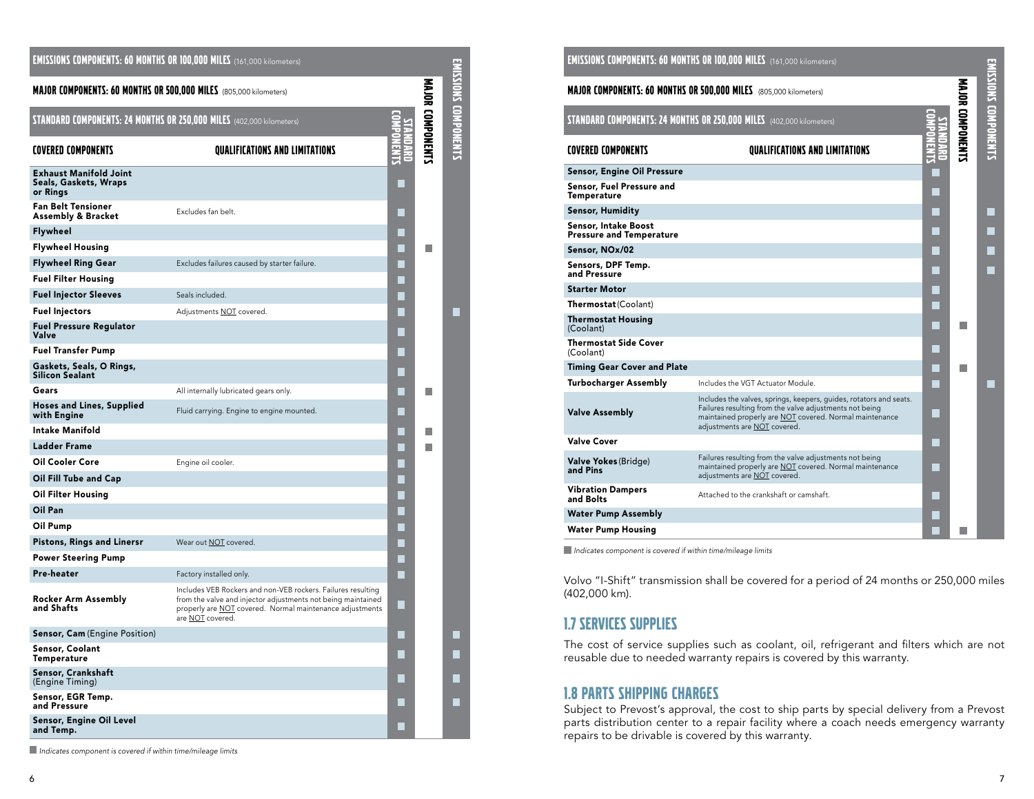**EMISSIONS COMPONENTS: 60 MONTHS OR 100,000 MILES** (161,000 kilometers)

**MAJOR COMPONENTS: 60 MONTHS OR 500,000 MILES** (805,000 kilometers)

**STANDARD COMPONENTS: 24 MONTHS OR 250,000 MILES** (402,000 kilometers)

| COVERED COMPONENTS | QUALIFICATIONS AND LIMITATIONS | STANDARD COMPONENTS | MAJOR COMPONENTS | EMISSIONS COMPONENTS |
|---|---|---|---|---|
| **Exhaust Manifold Joint Seals, Gaskets, Wraps or Rings** | | ■ | | |
| **Fan Belt Tensioner Assembly & Bracket** | Excludes fan belt. | ■ | | |
| **Flywheel** | | ■ | | |
| **Flywheel Housing** | | ■ | ■ | |
| **Flywheel Ring Gear** | Excludes failures caused by starter failure. | ■ | | |
| **Fuel Filter Housing** | | ■ | | |
| **Fuel Injector Sleeves** | Seals included. | ■ | | |
| **Fuel Injectors** | Adjustments NOT covered. | ■ | | ■ |
| **Fuel Pressure Regulator Valve** | | ■ | | |
| **Fuel Transfer Pump** | | ■ | | |
| **Gaskets, Seals, O Rings, Silicon Sealant** | | ■ | | |
| **Gears** | All internally lubricated gears only. | ■ | ■ | |
| **Hoses and Lines, Supplied with Engine** | Fluid carrying. Engine to engine mounted. | ■ | | |
| **Intake Manifold** | | ■ | ■ | |
| **Ladder Frame** | | ■ | ■ | |
| **Oil Cooler Core** | Engine oil cooler. | ■ | | |
| **Oil Fill Tube and Cap** | | ■ | | |
| **Oil Filter Housing** | | ■ | | |
| **Oil Pan** | | ■ | | |
| **Oil Pump** | | ■ | | |
| **Pistons, Rings and Linersr** | Wear out NOT covered. | ■ | | |
| **Power Steering Pump** | | ■ | | |
| **Pre-heater** | Factory installed only. | ■ | | |
| **Rocker Arm Assembly and Shafts** | Includes VEB Rockers and non-VEB rockers. Failures resulting from the valve and injector adjustments not being maintained properly are NOT covered. Normal maintenance adjustments are NOT covered. | ■ | | |
| **Sensor, Cam** (Engine Position) | | ■ | | ■ |
| **Sensor, Coolant Temperature** | | ■ | | ■ |
| **Sensor, Crankshaft** (Engine Timing) | | ■ | | ■ |
| **Sensor, EGR Temp. and Pressure** | | ■ | | ■ |
| **Sensor, Engine Oil Level and Temp.** | | ■ | | |
| **Sensor, Engine Oil Pressure** | | ■ | | |
| **Sensor, Fuel Pressure and Temperature** | | ■ | | |
| **Sensor, Humidity** | | ■ | | ■ |
| **Sensor, Intake Boost Pressure and Temperature** | | ■ | | ■ |
| **Sensor, NOx/02** | | ■ | | ■ |
| **Sensors, DPF Temp. and Pressure** | | ■ | | ■ |
| **Starter Motor** | | ■ | | |
| **Thermostat** (Coolant) | | ■ | | |
| **Thermostat Housing** (Coolant) | | ■ | ■ | |
| **Thermostat Side Cover** (Coolant) | | ■ | | |
| **Timing Gear Cover and Plate** | | ■ | ■ | |
| **Turbocharger Assembly** | Includes the VGT Actuator Module. | ■ | | ■ |
| **Valve Assembly** | Includes the valves, springs, keepers, guides, rotators and seats. Failures resulting from the valve adjustments not being maintained properly are NOT covered. Normal maintenance adjustments are NOT covered. | ■ | | |
| **Valve Cover** | | ■ | | |
| **Valve Yokes** (Bridge) **and Pins** | Failures resulting from the valve adjustments not being maintained properly are NOT covered. Normal maintenance adjustments are NOT covered. | ■ | | |
| **Vibration Dampers and Bolts** | Attached to the crankshaft or camshaft. | ■ | | |
| **Water Pump Assembly** | | ■ | | |
| **Water Pump Housing** | | ■ | ■ | |

■ *Indicates component is covered if within time/mileage limits*

Volvo "I-Shift" transmission shall be covered for a period of 24 months or 250,000 miles (402,000 km).

## 1.7 SERVICES SUPPLIES

The cost of service supplies such as coolant, oil, refrigerant and filters which are not reusable due to needed warranty repairs is covered by this warranty.

## 1.8 PARTS SHIPPING CHARGES

Subject to Prevost's approval, the cost to ship parts by special delivery from a Prevost parts distribution center to a repair facility where a coach needs emergency warranty repairs to be drivable is covered by this warranty.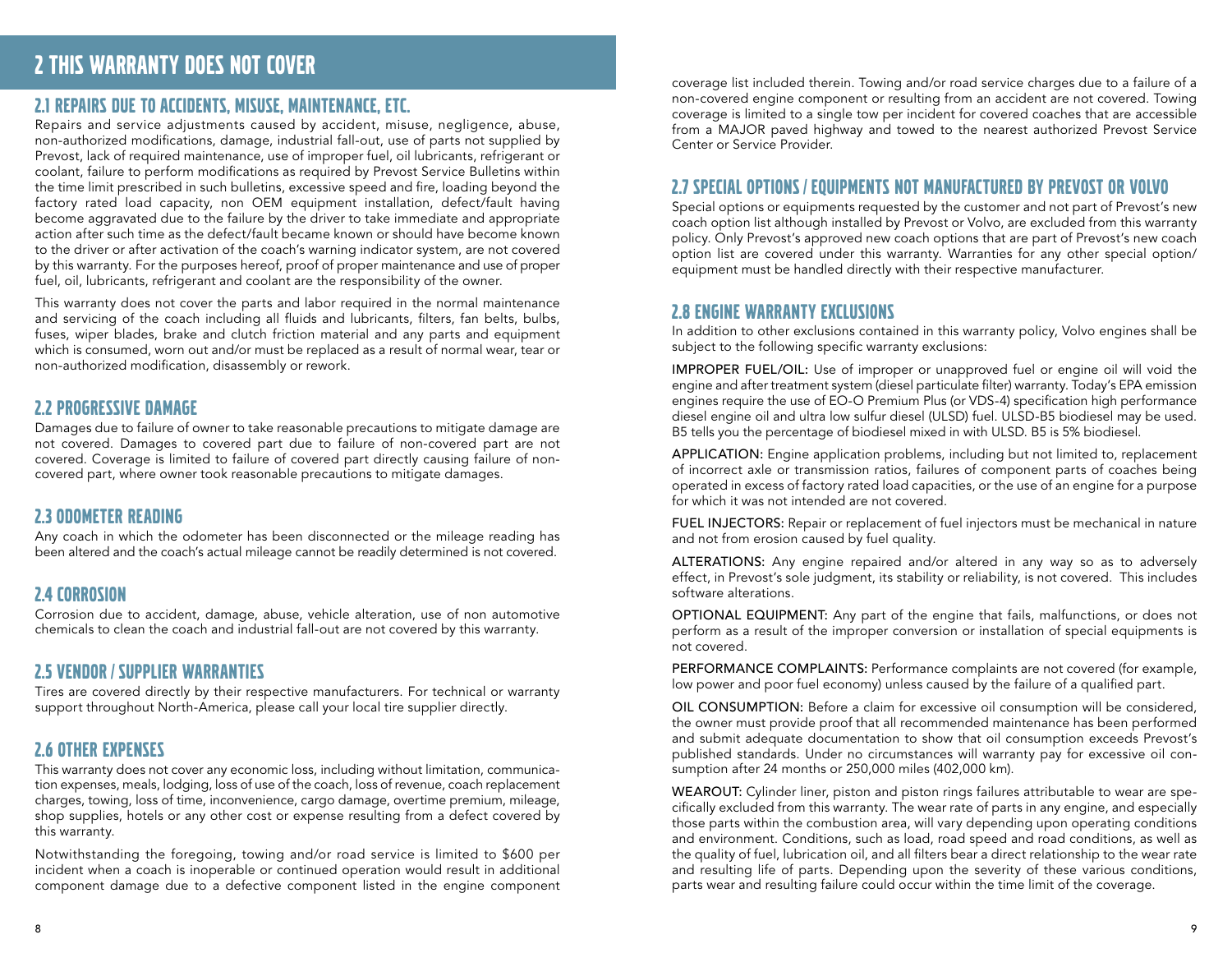# 2 THIS WARRANTY DOES NOT COVER

## 2.1 REPAIRS DUE TO ACCIDENTS, MISUSE, MAINTENANCE, ETC.

Repairs and service adjustments caused by accident, misuse, negligence, abuse, non-authorized modifications, damage, industrial fall-out, use of parts not supplied by Prevost, lack of required maintenance, use of improper fuel, oil lubricants, refrigerant or coolant, failure to perform modifications as required by Prevost Service Bulletins within the time limit prescribed in such bulletins, excessive speed and fire, loading beyond the factory rated load capacity, non OEM equipment installation, defect/fault having become aggravated due to the failure by the driver to take immediate and appropriate action after such time as the defect/fault became known or should have become known to the driver or after activation of the coach's warning indicator system, are not covered by this warranty. For the purposes hereof, proof of proper maintenance and use of proper fuel, oil, lubricants, refrigerant and coolant are the responsibility of the owner.

This warranty does not cover the parts and labor required in the normal maintenance and servicing of the coach including all fluids and lubricants, filters, fan belts, bulbs, fuses, wiper blades, brake and clutch friction material and any parts and equipment which is consumed, worn out and/or must be replaced as a result of normal wear, tear or non-authorized modification, disassembly or rework.

## 2.2 PROGRESSIVE DAMAGE

Damages due to failure of owner to take reasonable precautions to mitigate damage are not covered. Damages to covered part due to failure of non-covered part are not covered. Coverage is limited to failure of covered part directly causing failure of non-covered part, where owner took reasonable precautions to mitigate damages.

## 2.3 ODOMETER READING

Any coach in which the odometer has been disconnected or the mileage reading has been altered and the coach's actual mileage cannot be readily determined is not covered.

## 2.4 CORROSION

Corrosion due to accident, damage, abuse, vehicle alteration, use of non automotive chemicals to clean the coach and industrial fall-out are not covered by this warranty.

## 2.5 VENDOR / SUPPLIER WARRANTIES

Tires are covered directly by their respective manufacturers. For technical or warranty support throughout North-America, please call your local tire supplier directly.

## 2.6 OTHER EXPENSES

This warranty does not cover any economic loss, including without limitation, communication expenses, meals, lodging, loss of use of the coach, loss of revenue, coach replacement charges, towing, loss of time, inconvenience, cargo damage, overtime premium, mileage, shop supplies, hotels or any other cost or expense resulting from a defect covered by this warranty.

Notwithstanding the foregoing, towing and/or road service is limited to $600 per incident when a coach is inoperable or continued operation would result in additional component damage due to a defective component listed in the engine component coverage list included therein. Towing and/or road service charges due to a failure of a non-covered engine component or resulting from an accident are not covered. Towing coverage is limited to a single tow per incident for covered coaches that are accessible from a MAJOR paved highway and towed to the nearest authorized Prevost Service Center or Service Provider.

## 2.7 SPECIAL OPTIONS / EQUIPMENTS NOT MANUFACTURED BY PREVOST OR VOLVO

Special options or equipments requested by the customer and not part of Prevost's new coach option list although installed by Prevost or Volvo, are excluded from this warranty policy. Only Prevost's approved new coach options that are part of Prevost's new coach option list are covered under this warranty. Warranties for any other special option/ equipment must be handled directly with their respective manufacturer.

## 2.8 ENGINE WARRANTY EXCLUSIONS

In addition to other exclusions contained in this warranty policy, Volvo engines shall be subject to the following specific warranty exclusions:

IMPROPER FUEL/OIL: Use of improper or unapproved fuel or engine oil will void the engine and after treatment system (diesel particulate filter) warranty. Today's EPA emission engines require the use of EO-O Premium Plus (or VDS-4) specification high performance diesel engine oil and ultra low sulfur diesel (ULSD) fuel. ULSD-B5 biodiesel may be used. B5 tells you the percentage of biodiesel mixed in with ULSD. B5 is 5% biodiesel.

APPLICATION: Engine application problems, including but not limited to, replacement of incorrect axle or transmission ratios, failures of component parts of coaches being operated in excess of factory rated load capacities, or the use of an engine for a purpose for which it was not intended are not covered.

FUEL INJECTORS: Repair or replacement of fuel injectors must be mechanical in nature and not from erosion caused by fuel quality.

ALTERATIONS: Any engine repaired and/or altered in any way so as to adversely effect, in Prevost's sole judgment, its stability or reliability, is not covered. This includes software alterations.

OPTIONAL EQUIPMENT: Any part of the engine that fails, malfunctions, or does not perform as a result of the improper conversion or installation of special equipments is not covered.

PERFORMANCE COMPLAINTS: Performance complaints are not covered (for example, low power and poor fuel economy) unless caused by the failure of a qualified part.

OIL CONSUMPTION: Before a claim for excessive oil consumption will be considered, the owner must provide proof that all recommended maintenance has been performed and submit adequate documentation to show that oil consumption exceeds Prevost's published standards. Under no circumstances will warranty pay for excessive oil consumption after 24 months or 250,000 miles (402,000 km).

WEAROUT: Cylinder liner, piston and piston rings failures attributable to wear are specifically excluded from this warranty. The wear rate of parts in any engine, and especially those parts within the combustion area, will vary depending upon operating conditions and environment. Conditions, such as load, road speed and road conditions, as well as the quality of fuel, lubrication oil, and all filters bear a direct relationship to the wear rate and resulting life of parts. Depending upon the severity of these various conditions, parts wear and resulting failure could occur within the time limit of the coverage.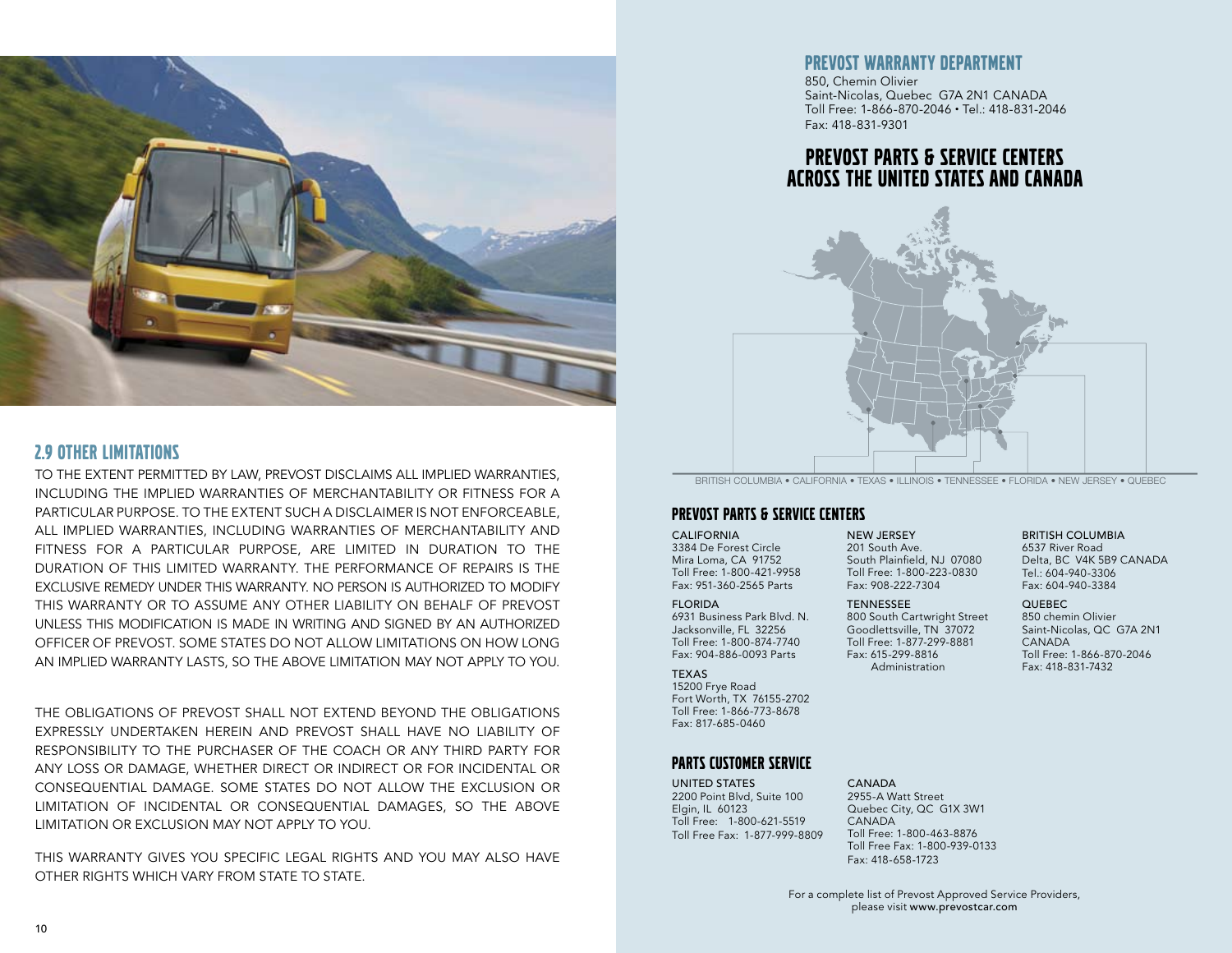## 2.9 OTHER LIMITATIONS

TO THE EXTENT PERMITTED BY LAW, PREVOST DISCLAIMS ALL IMPLIED WARRANTIES, INCLUDING THE IMPLIED WARRANTIES OF MERCHANTABILITY OR FITNESS FOR A PARTICULAR PURPOSE. TO THE EXTENT SUCH A DISCLAIMER IS NOT ENFORCEABLE, ALL IMPLIED WARRANTIES, INCLUDING WARRANTIES OF MERCHANTABILITY AND FITNESS FOR A PARTICULAR PURPOSE, ARE LIMITED IN DURATION TO THE DURATION OF THIS LIMITED WARRANTY. THE PERFORMANCE OF REPAIRS IS THE EXCLUSIVE REMEDY UNDER THIS WARRANTY. NO PERSON IS AUTHORIZED TO MODIFY THIS WARRANTY OR TO ASSUME ANY OTHER LIABILITY ON BEHALF OF PREVOST UNLESS THIS MODIFICATION IS MADE IN WRITING AND SIGNED BY AN AUTHORIZED OFFICER OF PREVOST. SOME STATES DO NOT ALLOW LIMITATIONS ON HOW LONG AN IMPLIED WARRANTY LASTS, SO THE ABOVE LIMITATION MAY NOT APPLY TO YOU.

THE OBLIGATIONS OF PREVOST SHALL NOT EXTEND BEYOND THE OBLIGATIONS EXPRESSLY UNDERTAKEN HEREIN AND PREVOST SHALL HAVE NO LIABILITY OF RESPONSIBILITY TO THE PURCHASER OF THE COACH OR ANY THIRD PARTY FOR ANY LOSS OR DAMAGE, WHETHER DIRECT OR INDIRECT OR FOR INCIDENTAL OR CONSEQUENTIAL DAMAGE. SOME STATES DO NOT ALLOW THE EXCLUSION OR LIMITATION OF INCIDENTAL OR CONSEQUENTIAL DAMAGES, SO THE ABOVE LIMITATION OR EXCLUSION MAY NOT APPLY TO YOU.

THIS WARRANTY GIVES YOU SPECIFIC LEGAL RIGHTS AND YOU MAY ALSO HAVE OTHER RIGHTS WHICH VARY FROM STATE TO STATE.

## PREVOST WARRANTY DEPARTMENT

850, Chemin Olivier
Saint-Nicolas, Quebec G7A 2N1 CANADA
Toll Free: 1-866-870-2046 • Tel.: 418-831-2046
Fax: 418-831-9301

## PREVOST PARTS & SERVICE CENTERS ACROSS THE UNITED STATES AND CANADA

BRITISH COLUMBIA • CALIFORNIA • TEXAS • ILLINOIS • TENNESSEE • FLORIDA • NEW JERSEY • QUEBEC

## PREVOST PARTS & SERVICE CENTERS

**CALIFORNIA**
3384 De Forest Circle
Mira Loma, CA 91752
Toll Free: 1-800-421-9958
Fax: 951-360-2565 Parts

**FLORIDA**
6931 Business Park Blvd. N.
Jacksonville, FL 32256
Toll Free: 1-800-874-7740
Fax: 904-886-0093 Parts

**TEXAS**
15200 Frye Road
Fort Worth, TX 76155-2702
Toll Free: 1-866-773-8678
Fax: 817-685-0460

**NEW JERSEY**
201 South Ave.
South Plainfield, NJ 07080
Toll Free: 1-800-223-0830
Fax: 908-222-7304

**TENNESSEE**
800 South Cartwright Street
Goodlettsville, TN 37072
Toll Free: 1-877-299-8881
Fax: 615-299-8816 Administration

**BRITISH COLUMBIA**
6537 River Road
Delta, BC V4K 5B9 CANADA
Tel.: 604-940-3306
Fax: 604-940-3384

**QUEBEC**
850 chemin Olivier
Saint-Nicolas, QC G7A 2N1
CANADA
Toll Free: 1-866-870-2046
Fax: 418-831-7432

## PARTS CUSTOMER SERVICE

**UNITED STATES**
2200 Point Blvd, Suite 100
Elgin, IL 60123
Toll Free: 1-800-621-5519
Toll Free Fax: 1-877-999-8809

**CANADA**
2955-A Watt Street
Quebec City, QC G1X 3W1
CANADA
Toll Free: 1-800-463-8876
Toll Free Fax: 1-800-939-0133
Fax: 418-658-1723

For a complete list of Prevost Approved Service Providers, please visit www.prevostcar.com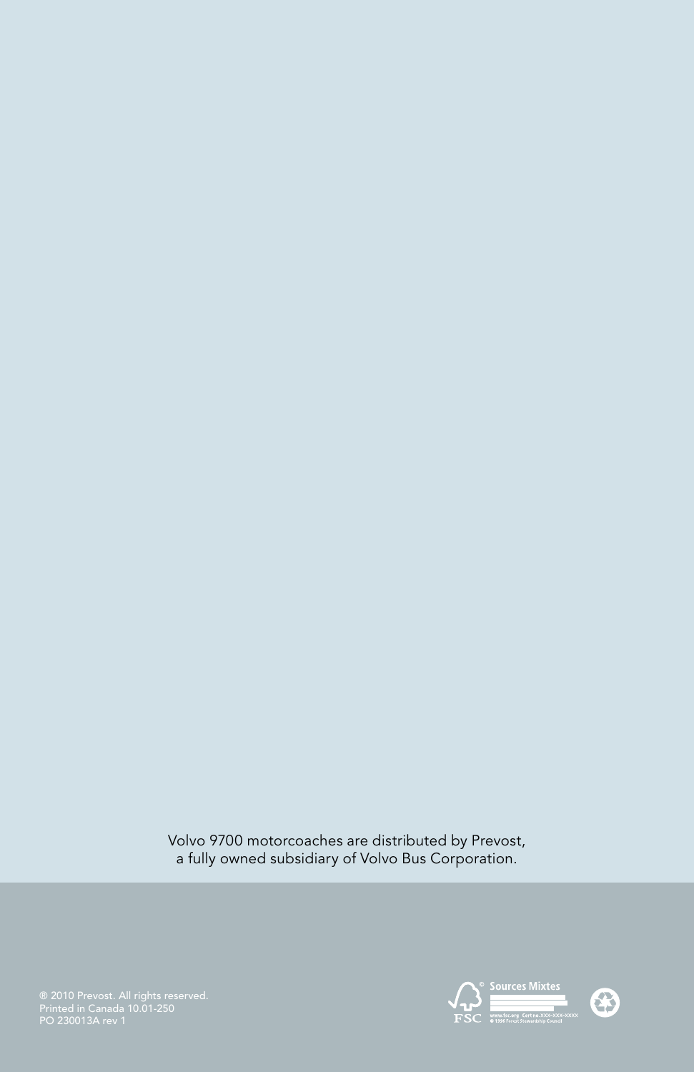Volvo 9700 motorcoaches are distributed by Prevost,
a fully owned subsidiary of Volvo Bus Corporation.

® 2010 Prevost. All rights reserved.
Printed in Canada 10.01-250
PO 230013A rev 1

Sources Mixtes

FSC www.fsc.org Cert no.XXX-XXX-XXXX
© 1996 Forest Stewardship Council